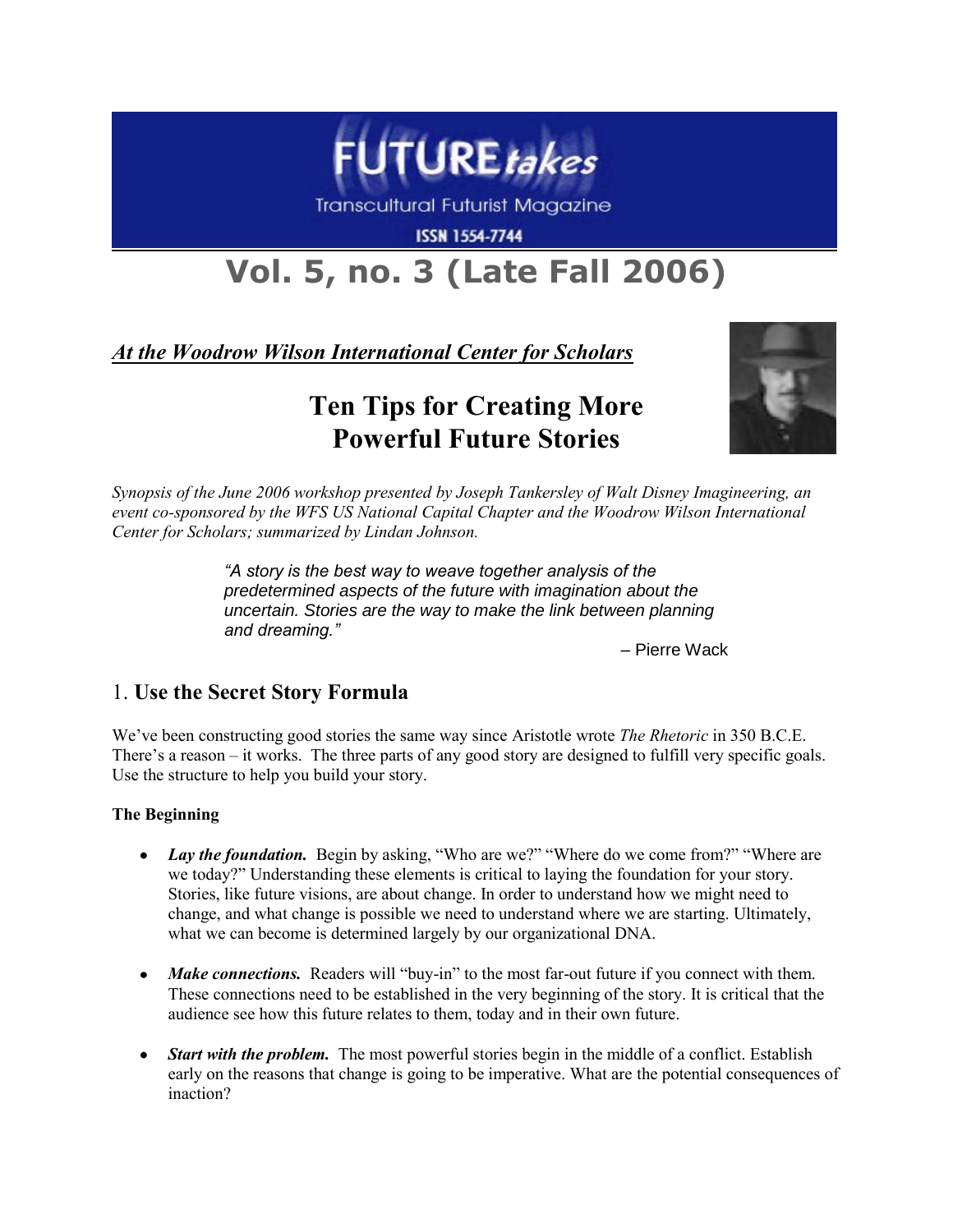# FUTURE*takes*

Transcultural Futurist Magazine

ISSN 1554-7744

## Vol. 5, no. 3 (Late Fall 2006)

***At the Woodrow Wilson International Center for Scholars***

# Ten Tips for Creating More Powerful Future Stories

*Synopsis of the June 2006 workshop presented by Joseph Tankersley of Walt Disney Imagineering, an event co-sponsored by the WFS US National Capital Chapter and the Woodrow Wilson International Center for Scholars; summarized by Lindan Johnson.*

> *"A story is the best way to weave together analysis of the predetermined aspects of the future with imagination about the uncertain. Stories are the way to make the link between planning and dreaming."*
>
> – Pierre Wack

## 1. Use the Secret Story Formula

We've been constructing good stories the same way since Aristotle wrote *The Rhetoric* in 350 B.C.E. There's a reason – it works. The three parts of any good story are designed to fulfill very specific goals. Use the structure to help you build your story.

### The Beginning

- ***Lay the foundation.*** Begin by asking, "Who are we?" "Where do we come from?" "Where are we today?" Understanding these elements is critical to laying the foundation for your story. Stories, like future visions, are about change. In order to understand how we might need to change, and what change is possible we need to understand where we are starting. Ultimately, what we can become is determined largely by our organizational DNA.

- ***Make connections.*** Readers will "buy-in" to the most far-out future if you connect with them. These connections need to be established in the very beginning of the story. It is critical that the audience see how this future relates to them, today and in their own future.

- ***Start with the problem.*** The most powerful stories begin in the middle of a conflict. Establish early on the reasons that change is going to be imperative. What are the potential consequences of inaction?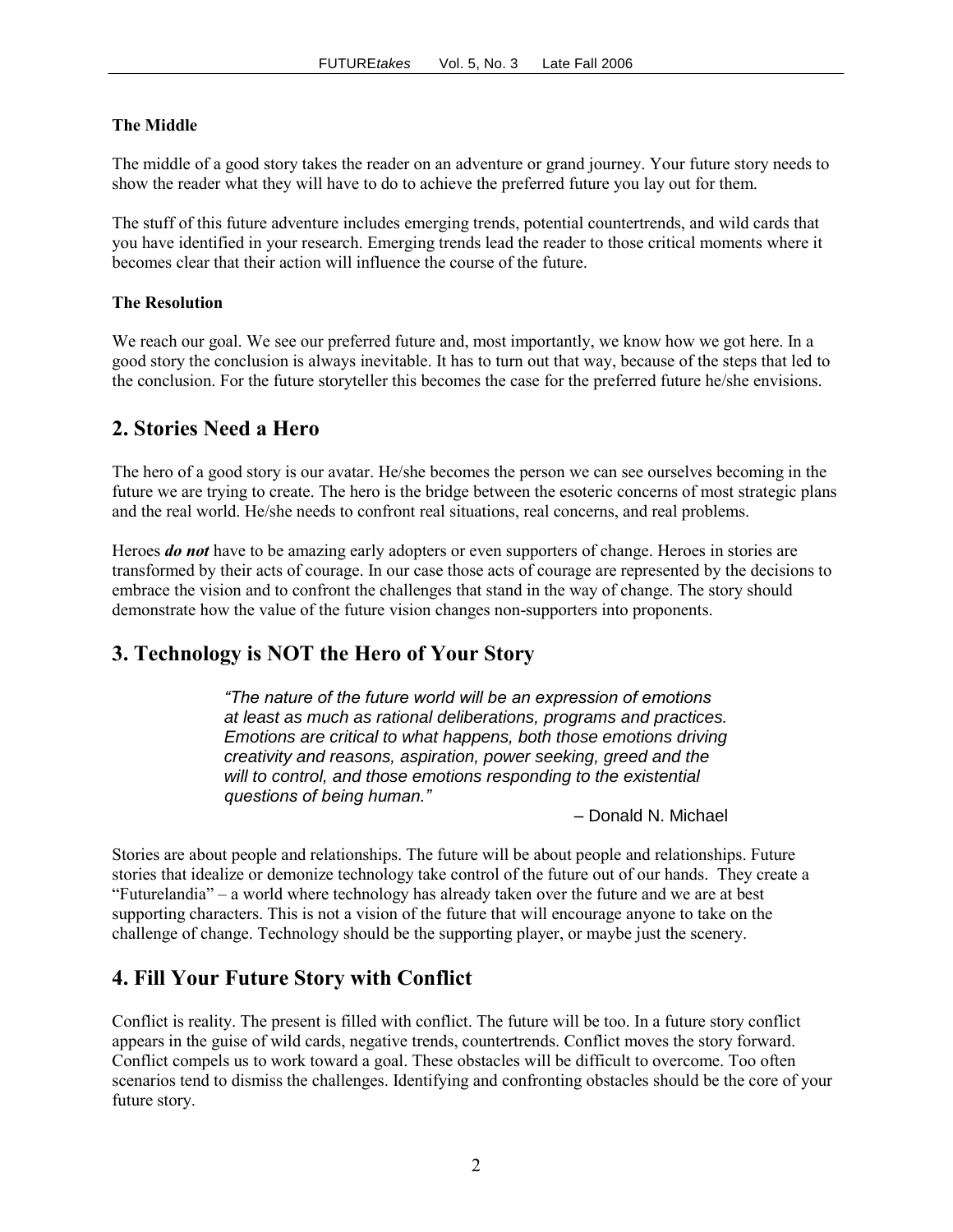### The Middle

The middle of a good story takes the reader on an adventure or grand journey. Your future story needs to show the reader what they will have to do to achieve the preferred future you lay out for them.

The stuff of this future adventure includes emerging trends, potential countertrends, and wild cards that you have identified in your research. Emerging trends lead the reader to those critical moments where it becomes clear that their action will influence the course of the future.

### The Resolution

We reach our goal. We see our preferred future and, most importantly, we know how we got here. In a good story the conclusion is always inevitable. It has to turn out that way, because of the steps that led to the conclusion. For the future storyteller this becomes the case for the preferred future he/she envisions.

## 2. Stories Need a Hero

The hero of a good story is our avatar. He/she becomes the person we can see ourselves becoming in the future we are trying to create. The hero is the bridge between the esoteric concerns of most strategic plans and the real world. He/she needs to confront real situations, real concerns, and real problems.

Heroes ***do not*** have to be amazing early adopters or even supporters of change. Heroes in stories are transformed by their acts of courage. In our case those acts of courage are represented by the decisions to embrace the vision and to confront the challenges that stand in the way of change. The story should demonstrate how the value of the future vision changes non-supporters into proponents.

## 3. Technology is NOT the Hero of Your Story

> *"The nature of the future world will be an expression of emotions at least as much as rational deliberations, programs and practices. Emotions are critical to what happens, both those emotions driving creativity and reasons, aspiration, power seeking, greed and the will to control, and those emotions responding to the existential questions of being human."*
>
> – Donald N. Michael

Stories are about people and relationships. The future will be about people and relationships. Future stories that idealize or demonize technology take control of the future out of our hands. They create a "Futurelandia" – a world where technology has already taken over the future and we are at best supporting characters. This is not a vision of the future that will encourage anyone to take on the challenge of change. Technology should be the supporting player, or maybe just the scenery.

## 4. Fill Your Future Story with Conflict

Conflict is reality. The present is filled with conflict. The future will be too. In a future story conflict appears in the guise of wild cards, negative trends, countertrends. Conflict moves the story forward. Conflict compels us to work toward a goal. These obstacles will be difficult to overcome. Too often scenarios tend to dismiss the challenges. Identifying and confronting obstacles should be the core of your future story.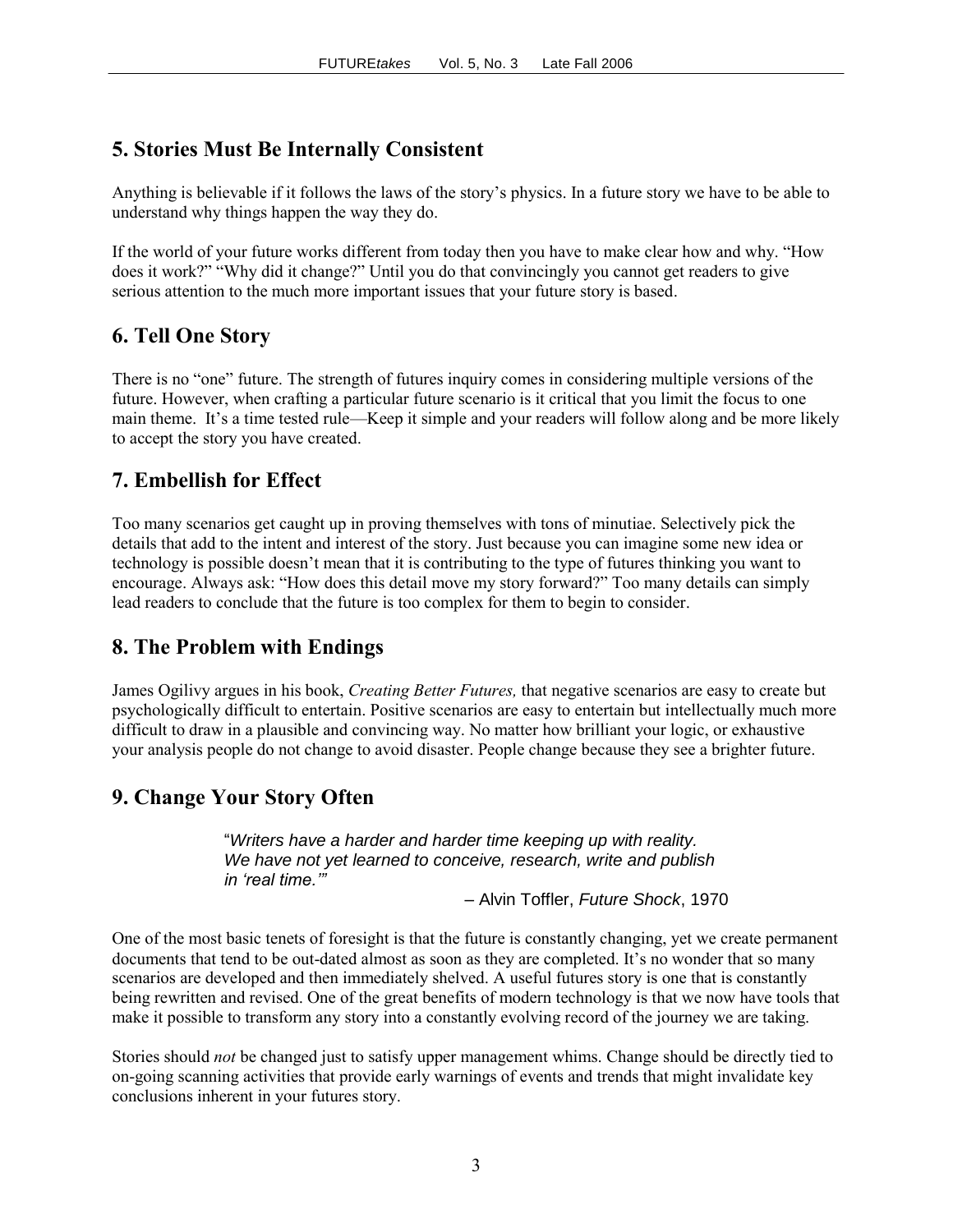## 5. Stories Must Be Internally Consistent

Anything is believable if it follows the laws of the story's physics. In a future story we have to be able to understand why things happen the way they do.

If the world of your future works different from today then you have to make clear how and why. "How does it work?" "Why did it change?" Until you do that convincingly you cannot get readers to give serious attention to the much more important issues that your future story is based.

## 6. Tell One Story

There is no "one" future. The strength of futures inquiry comes in considering multiple versions of the future. However, when crafting a particular future scenario is it critical that you limit the focus to one main theme. It's a time tested rule—Keep it simple and your readers will follow along and be more likely to accept the story you have created.

## 7. Embellish for Effect

Too many scenarios get caught up in proving themselves with tons of minutiae. Selectively pick the details that add to the intent and interest of the story. Just because you can imagine some new idea or technology is possible doesn't mean that it is contributing to the type of futures thinking you want to encourage. Always ask: "How does this detail move my story forward?" Too many details can simply lead readers to conclude that the future is too complex for them to begin to consider.

## 8. The Problem with Endings

James Ogilivy argues in his book, *Creating Better Futures,* that negative scenarios are easy to create but psychologically difficult to entertain. Positive scenarios are easy to entertain but intellectually much more difficult to draw in a plausible and convincing way. No matter how brilliant your logic, or exhaustive your analysis people do not change to avoid disaster. People change because they see a brighter future.

## 9. Change Your Story Often

> "*Writers have a harder and harder time keeping up with reality. We have not yet learned to conceive, research, write and publish in 'real time.'*"
>
> – Alvin Toffler, *Future Shock*, 1970

One of the most basic tenets of foresight is that the future is constantly changing, yet we create permanent documents that tend to be out-dated almost as soon as they are completed. It's no wonder that so many scenarios are developed and then immediately shelved. A useful futures story is one that is constantly being rewritten and revised. One of the great benefits of modern technology is that we now have tools that make it possible to transform any story into a constantly evolving record of the journey we are taking.

Stories should *not* be changed just to satisfy upper management whims. Change should be directly tied to on-going scanning activities that provide early warnings of events and trends that might invalidate key conclusions inherent in your futures story.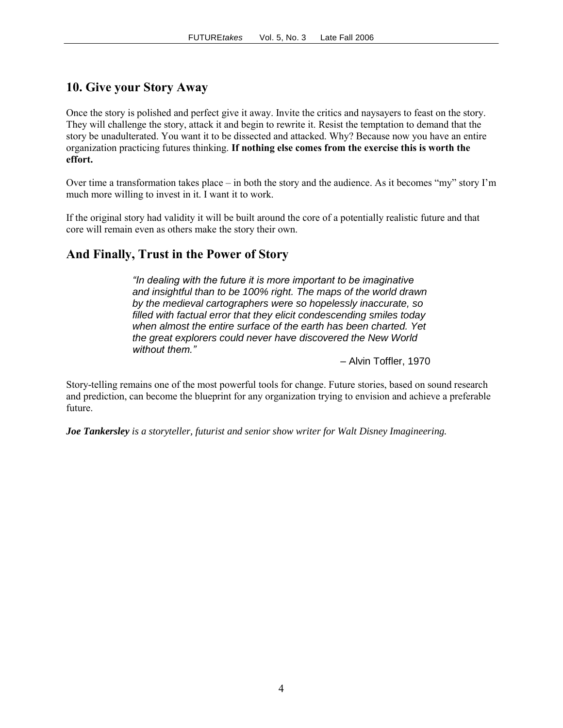## 10. Give your Story Away

Once the story is polished and perfect give it away. Invite the critics and naysayers to feast on the story. They will challenge the story, attack it and begin to rewrite it. Resist the temptation to demand that the story be unadulterated. You want it to be dissected and attacked. Why? Because now you have an entire organization practicing futures thinking. **If nothing else comes from the exercise this is worth the effort.**

Over time a transformation takes place – in both the story and the audience. As it becomes "my" story I'm much more willing to invest in it. I want it to work.

If the original story had validity it will be built around the core of a potentially realistic future and that core will remain even as others make the story their own.

## And Finally, Trust in the Power of Story

> *"In dealing with the future it is more important to be imaginative and insightful than to be 100% right. The maps of the world drawn by the medieval cartographers were so hopelessly inaccurate, so filled with factual error that they elicit condescending smiles today when almost the entire surface of the earth has been charted. Yet the great explorers could never have discovered the New World without them."*
>
> – Alvin Toffler, 1970

Story-telling remains one of the most powerful tools for change. Future stories, based on sound research and prediction, can become the blueprint for any organization trying to envision and achieve a preferable future.

***Joe Tankersley** is a storyteller, futurist and senior show writer for Walt Disney Imagineering.*